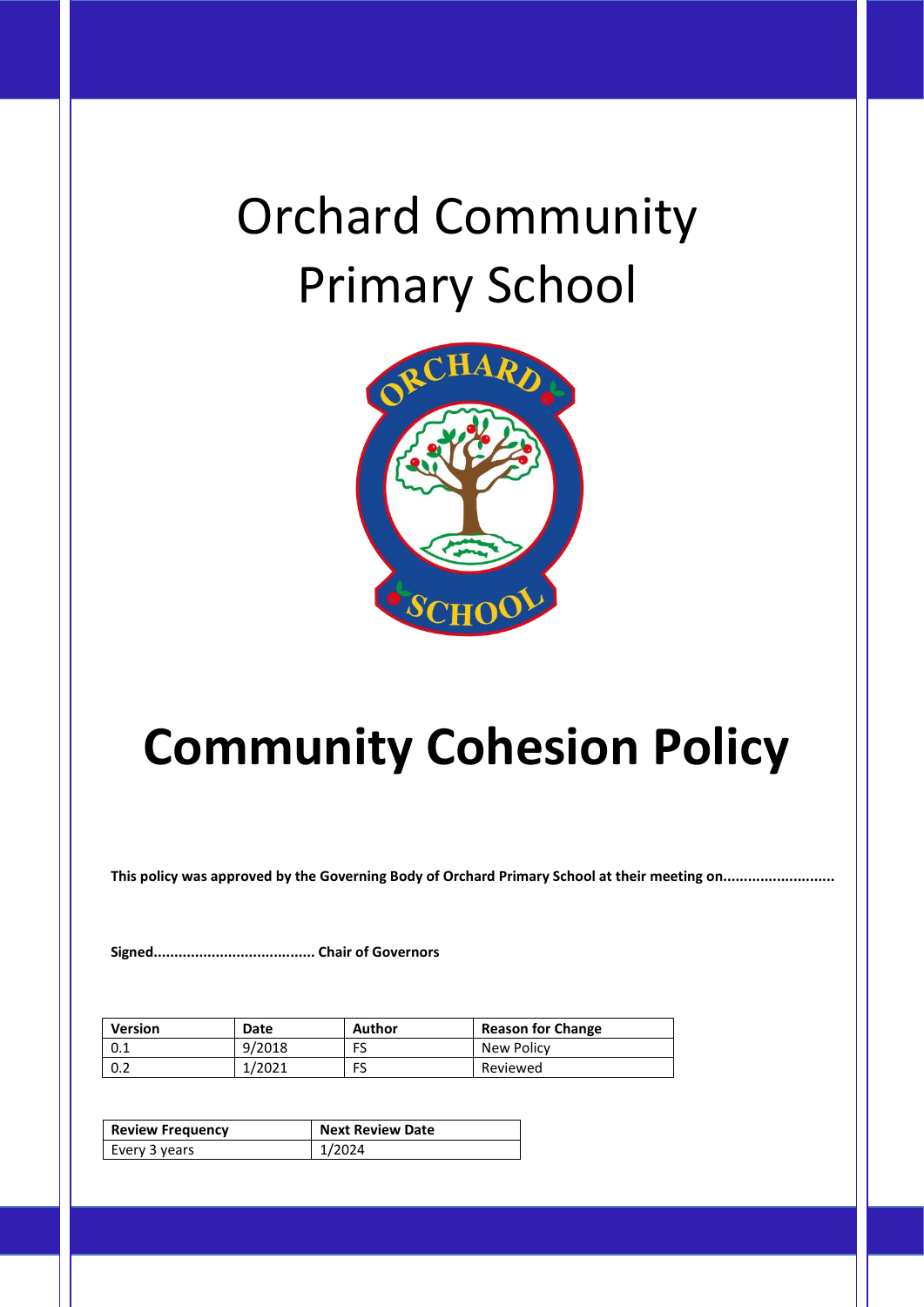# Orchard Community Primary School

# Community Cohesion Policy

**This policy was approved by the Governing Body of Orchard Primary School at their meeting on...........................**

**Signed...................................... Chair of Governors**

| Version | Date | Author | Reason for Change |
|---|---|---|---|
| 0.1 | 9/2018 | FS | New Policy |
| 0.2 | 1/2021 | FS | Reviewed |

| Review Frequency | Next Review Date |
|---|---|
| Every 3 years | 1/2024 |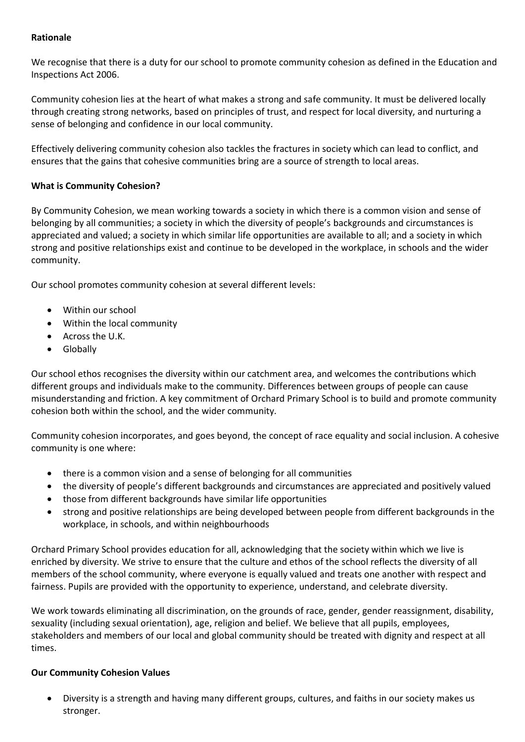**Rationale**

We recognise that there is a duty for our school to promote community cohesion as defined in the Education and Inspections Act 2006.

Community cohesion lies at the heart of what makes a strong and safe community. It must be delivered locally through creating strong networks, based on principles of trust, and respect for local diversity, and nurturing a sense of belonging and confidence in our local community.

Effectively delivering community cohesion also tackles the fractures in society which can lead to conflict, and ensures that the gains that cohesive communities bring are a source of strength to local areas.

**What is Community Cohesion?**

By Community Cohesion, we mean working towards a society in which there is a common vision and sense of belonging by all communities; a society in which the diversity of people's backgrounds and circumstances is appreciated and valued; a society in which similar life opportunities are available to all; and a society in which strong and positive relationships exist and continue to be developed in the workplace, in schools and the wider community.

Our school promotes community cohesion at several different levels:

- Within our school
- Within the local community
- Across the U.K.
- Globally

Our school ethos recognises the diversity within our catchment area, and welcomes the contributions which different groups and individuals make to the community. Differences between groups of people can cause misunderstanding and friction. A key commitment of Orchard Primary School is to build and promote community cohesion both within the school, and the wider community.

Community cohesion incorporates, and goes beyond, the concept of race equality and social inclusion. A cohesive community is one where:

- there is a common vision and a sense of belonging for all communities
- the diversity of people's different backgrounds and circumstances are appreciated and positively valued
- those from different backgrounds have similar life opportunities
- strong and positive relationships are being developed between people from different backgrounds in the workplace, in schools, and within neighbourhoods

Orchard Primary School provides education for all, acknowledging that the society within which we live is enriched by diversity. We strive to ensure that the culture and ethos of the school reflects the diversity of all members of the school community, where everyone is equally valued and treats one another with respect and fairness. Pupils are provided with the opportunity to experience, understand, and celebrate diversity.

We work towards eliminating all discrimination, on the grounds of race, gender, gender reassignment, disability, sexuality (including sexual orientation), age, religion and belief. We believe that all pupils, employees, stakeholders and members of our local and global community should be treated with dignity and respect at all times.

**Our Community Cohesion Values**

- Diversity is a strength and having many different groups, cultures, and faiths in our society makes us stronger.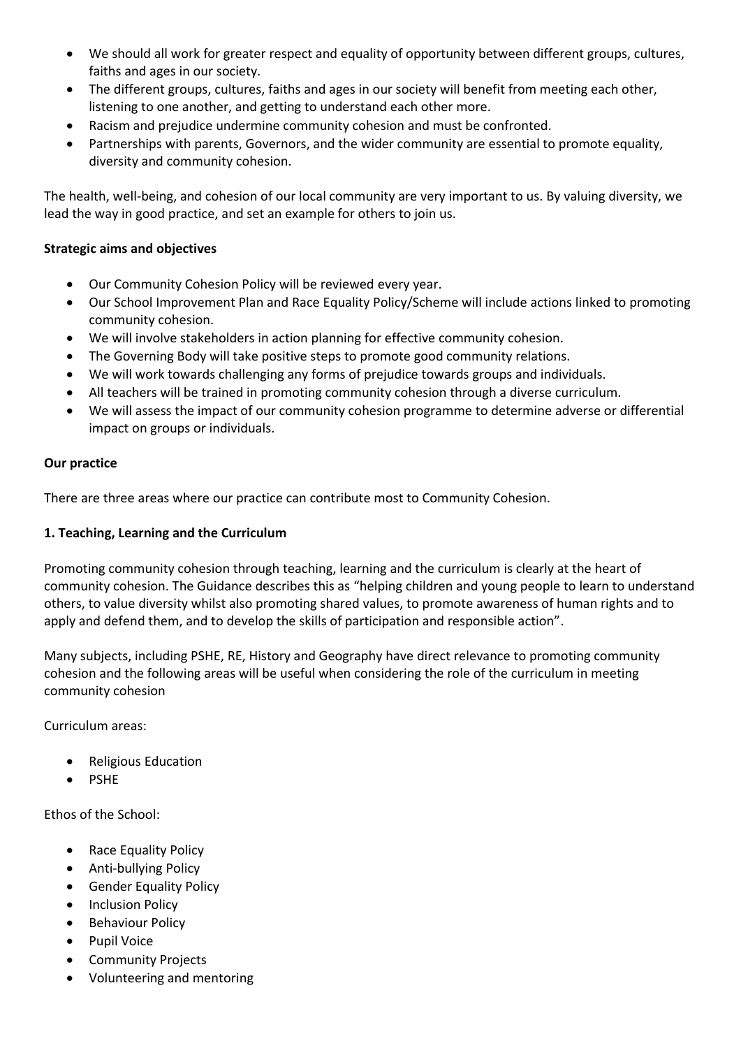- We should all work for greater respect and equality of opportunity between different groups, cultures, faiths and ages in our society.
- The different groups, cultures, faiths and ages in our society will benefit from meeting each other, listening to one another, and getting to understand each other more.
- Racism and prejudice undermine community cohesion and must be confronted.
- Partnerships with parents, Governors, and the wider community are essential to promote equality, diversity and community cohesion.

The health, well-being, and cohesion of our local community are very important to us. By valuing diversity, we lead the way in good practice, and set an example for others to join us.

**Strategic aims and objectives**

- Our Community Cohesion Policy will be reviewed every year.
- Our School Improvement Plan and Race Equality Policy/Scheme will include actions linked to promoting community cohesion.
- We will involve stakeholders in action planning for effective community cohesion.
- The Governing Body will take positive steps to promote good community relations.
- We will work towards challenging any forms of prejudice towards groups and individuals.
- All teachers will be trained in promoting community cohesion through a diverse curriculum.
- We will assess the impact of our community cohesion programme to determine adverse or differential impact on groups or individuals.

**Our practice**

There are three areas where our practice can contribute most to Community Cohesion.

**1. Teaching, Learning and the Curriculum**

Promoting community cohesion through teaching, learning and the curriculum is clearly at the heart of community cohesion. The Guidance describes this as "helping children and young people to learn to understand others, to value diversity whilst also promoting shared values, to promote awareness of human rights and to apply and defend them, and to develop the skills of participation and responsible action".

Many subjects, including PSHE, RE, History and Geography have direct relevance to promoting community cohesion and the following areas will be useful when considering the role of the curriculum in meeting community cohesion

Curriculum areas:

- Religious Education
- PSHE

Ethos of the School:

- Race Equality Policy
- Anti-bullying Policy
- Gender Equality Policy
- Inclusion Policy
- Behaviour Policy
- Pupil Voice
- Community Projects
- Volunteering and mentoring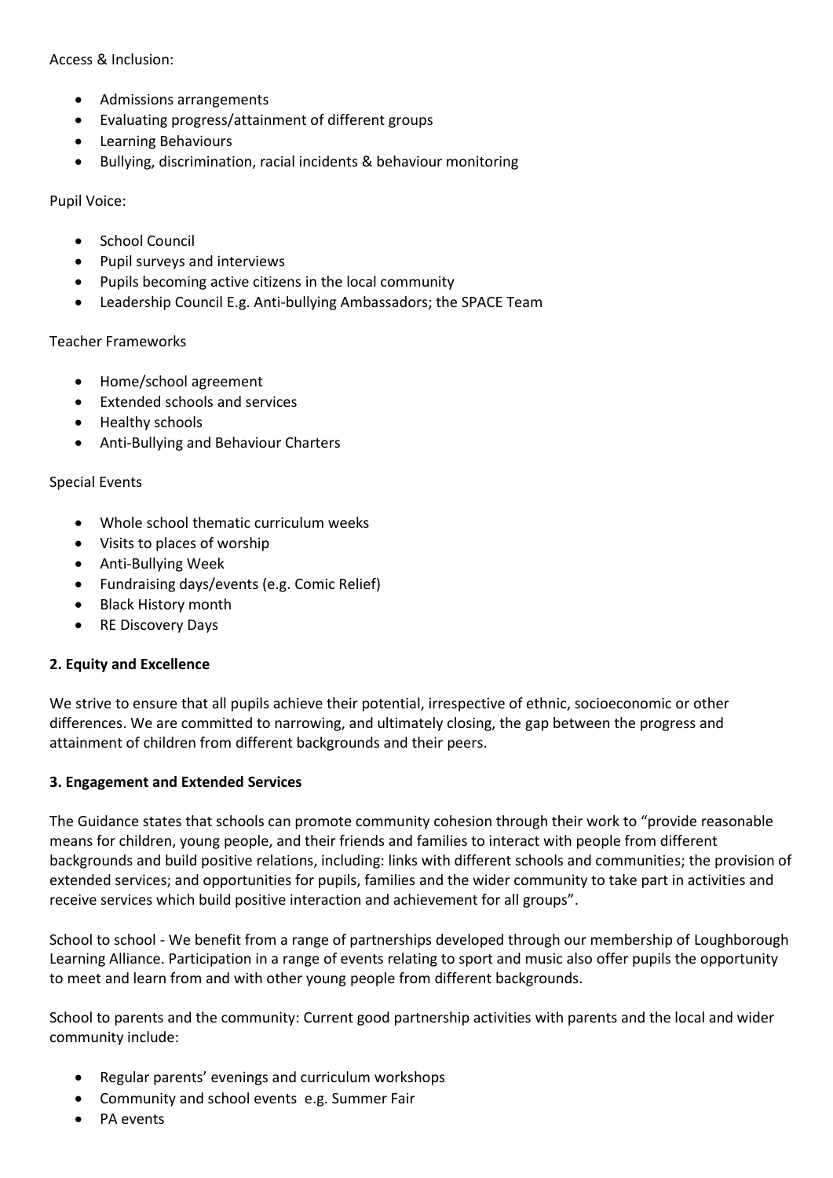Access & Inclusion:

- Admissions arrangements
- Evaluating progress/attainment of different groups
- Learning Behaviours
- Bullying, discrimination, racial incidents & behaviour monitoring

Pupil Voice:

- School Council
- Pupil surveys and interviews
- Pupils becoming active citizens in the local community
- Leadership Council E.g. Anti-bullying Ambassadors; the SPACE Team

Teacher Frameworks

- Home/school agreement
- Extended schools and services
- Healthy schools
- Anti-Bullying and Behaviour Charters

Special Events

- Whole school thematic curriculum weeks
- Visits to places of worship
- Anti-Bullying Week
- Fundraising days/events (e.g. Comic Relief)
- Black History month
- RE Discovery Days

**2. Equity and Excellence**

We strive to ensure that all pupils achieve their potential, irrespective of ethnic, socioeconomic or other differences. We are committed to narrowing, and ultimately closing, the gap between the progress and attainment of children from different backgrounds and their peers.

**3. Engagement and Extended Services**

The Guidance states that schools can promote community cohesion through their work to "provide reasonable means for children, young people, and their friends and families to interact with people from different backgrounds and build positive relations, including: links with different schools and communities; the provision of extended services; and opportunities for pupils, families and the wider community to take part in activities and receive services which build positive interaction and achievement for all groups".

School to school - We benefit from a range of partnerships developed through our membership of Loughborough Learning Alliance. Participation in a range of events relating to sport and music also offer pupils the opportunity to meet and learn from and with other young people from different backgrounds.

School to parents and the community: Current good partnership activities with parents and the local and wider community include:

- Regular parents' evenings and curriculum workshops
- Community and school events e.g. Summer Fair
- PA events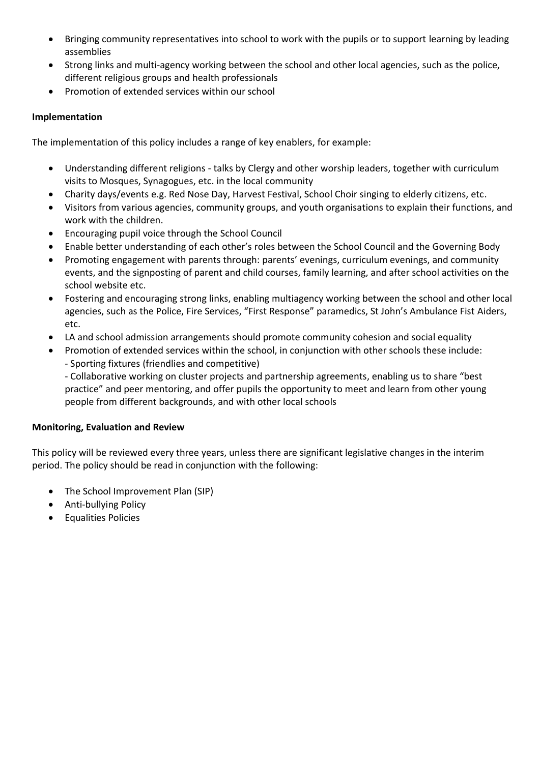- Bringing community representatives into school to work with the pupils or to support learning by leading assemblies
- Strong links and multi-agency working between the school and other local agencies, such as the police, different religious groups and health professionals
- Promotion of extended services within our school

**Implementation**

The implementation of this policy includes a range of key enablers, for example:

- Understanding different religions - talks by Clergy and other worship leaders, together with curriculum visits to Mosques, Synagogues, etc. in the local community
- Charity days/events e.g. Red Nose Day, Harvest Festival, School Choir singing to elderly citizens, etc.
- Visitors from various agencies, community groups, and youth organisations to explain their functions, and work with the children.
- Encouraging pupil voice through the School Council
- Enable better understanding of each other's roles between the School Council and the Governing Body
- Promoting engagement with parents through: parents' evenings, curriculum evenings, and community events, and the signposting of parent and child courses, family learning, and after school activities on the school website etc.
- Fostering and encouraging strong links, enabling multiagency working between the school and other local agencies, such as the Police, Fire Services, "First Response" paramedics, St John's Ambulance Fist Aiders, etc.
- LA and school admission arrangements should promote community cohesion and social equality
- Promotion of extended services within the school, in conjunction with other schools these include:
  - Sporting fixtures (friendlies and competitive)
  - Collaborative working on cluster projects and partnership agreements, enabling us to share "best practice" and peer mentoring, and offer pupils the opportunity to meet and learn from other young people from different backgrounds, and with other local schools

**Monitoring, Evaluation and Review**

This policy will be reviewed every three years, unless there are significant legislative changes in the interim period. The policy should be read in conjunction with the following:

- The School Improvement Plan (SIP)
- Anti-bullying Policy
- Equalities Policies